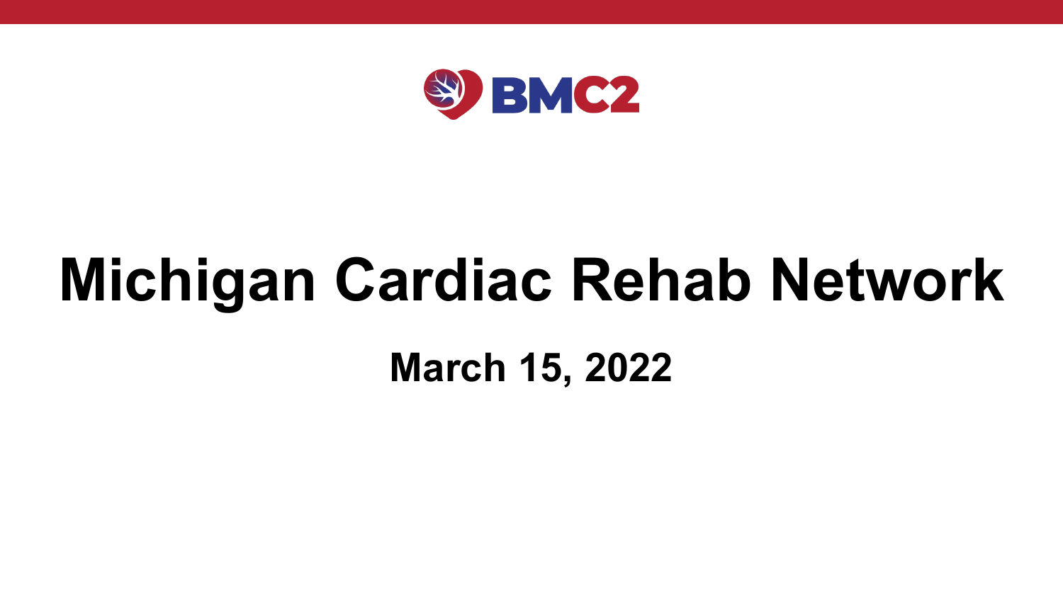BMC2

# Michigan Cardiac Rehab Network

## March 15, 2022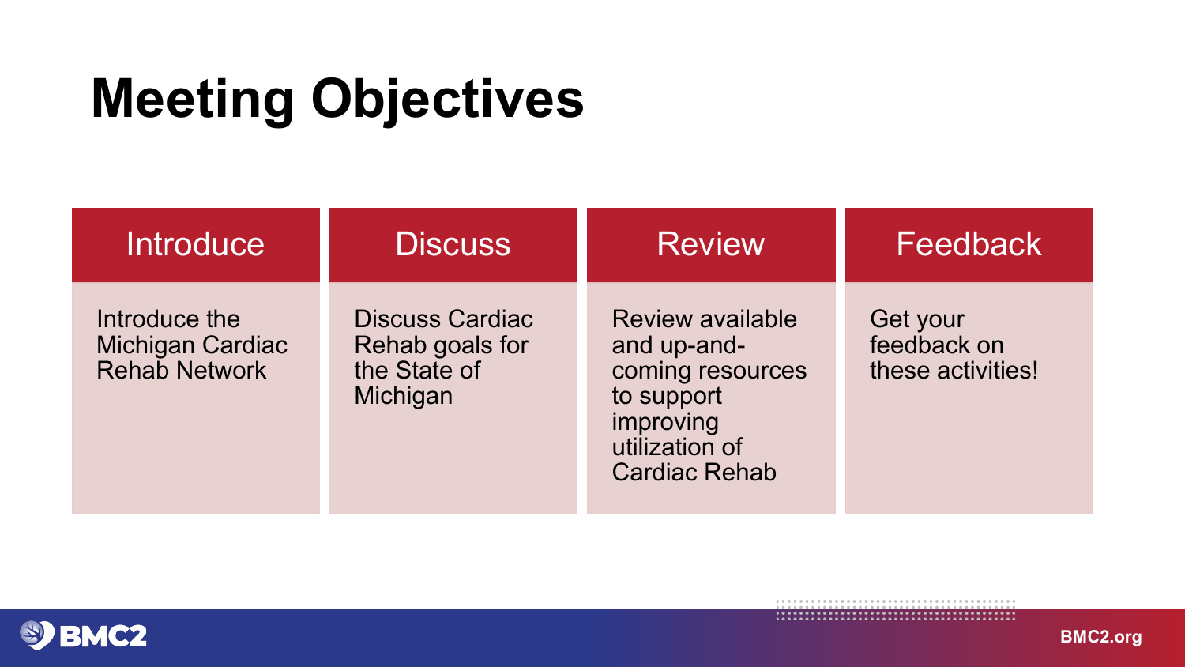# Meeting Objectives

| Introduce | Discuss | Review | Feedback |
| --- | --- | --- | --- |
| Introduce the Michigan Cardiac Rehab Network | Discuss Cardiac Rehab goals for the State of Michigan | Review available and up-and-coming resources to support improving utilization of Cardiac Rehab | Get your feedback on these activities! |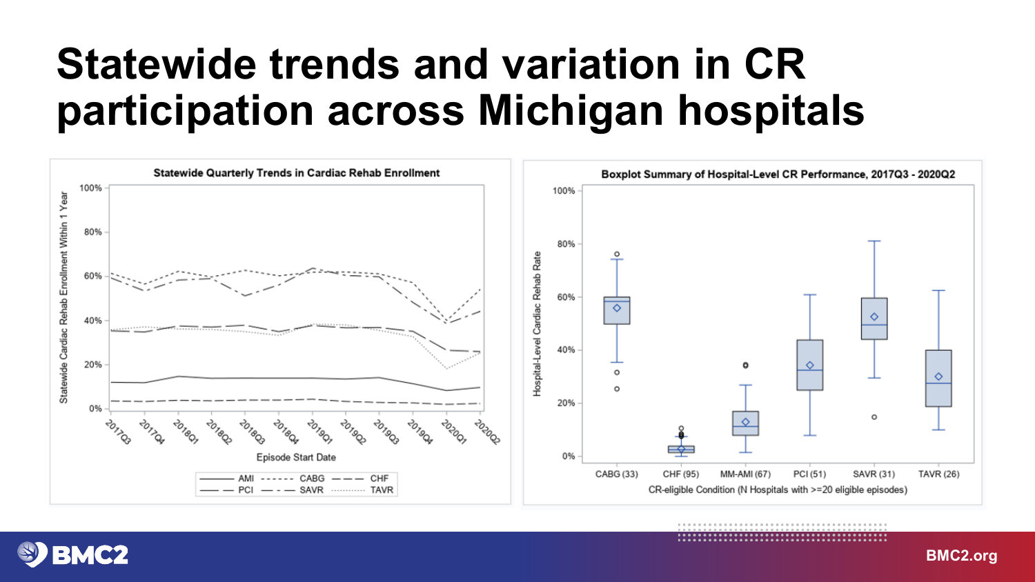# Statewide trends and variation in CR participation across Michigan hospitals

**Statewide Quarterly Trends in Cardiac Rehab Enrollment**

Statewide Cardiac Rehab Enrollment Within 1 Year

100%, 80%, 60%, 40%, 20%, 0%

Episode Start Date: 2017Q3, 2017Q4, 2018Q1, 2018Q2, 2018Q3, 2018Q4, 2019Q1, 2019Q2, 2019Q3, 2019Q4, 2020Q1, 2020Q2

Legend: AMI, CABG, CHF, PCI, SAVR, TAVR

**Boxplot Summary of Hospital-Level CR Performance, 2017Q3 - 2020Q2**

Hospital-Level Cardiac Rehab Rate

100%, 80%, 60%, 40%, 20%, 0%

CR-eligible Condition (N Hospitals with >=20 eligible episodes): CABG (33), CHF (95), MM-AMI (67), PCI (51), SAVR (31), TAVR (26)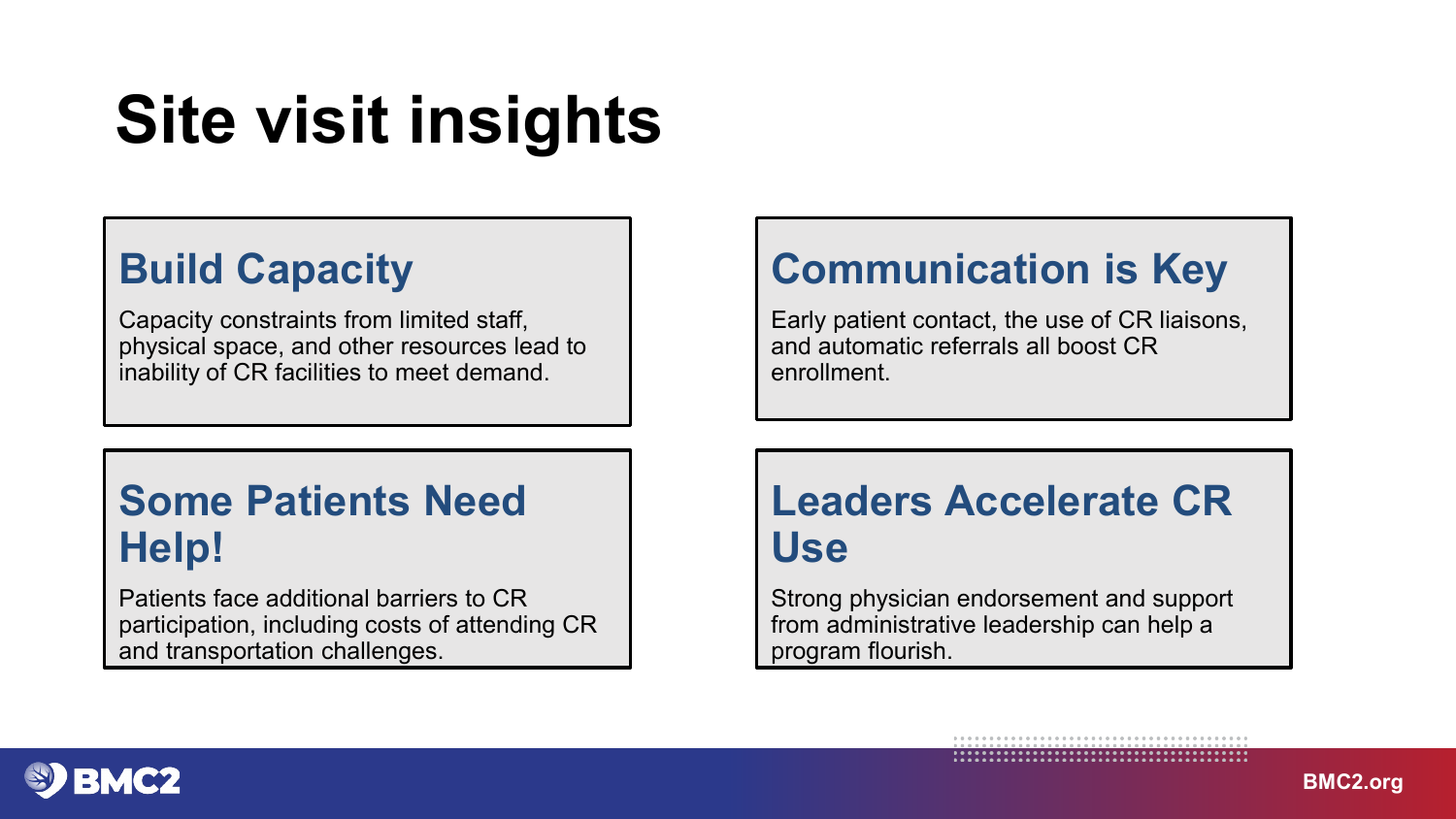# Site visit insights

## Build Capacity

Capacity constraints from limited staff, physical space, and other resources lead to inability of CR facilities to meet demand.

## Communication is Key

Early patient contact, the use of CR liaisons, and automatic referrals all boost CR enrollment.

## Some Patients Need Help!

Patients face additional barriers to CR participation, including costs of attending CR and transportation challenges.

## Leaders Accelerate CR Use

Strong physician endorsement and support from administrative leadership can help a program flourish.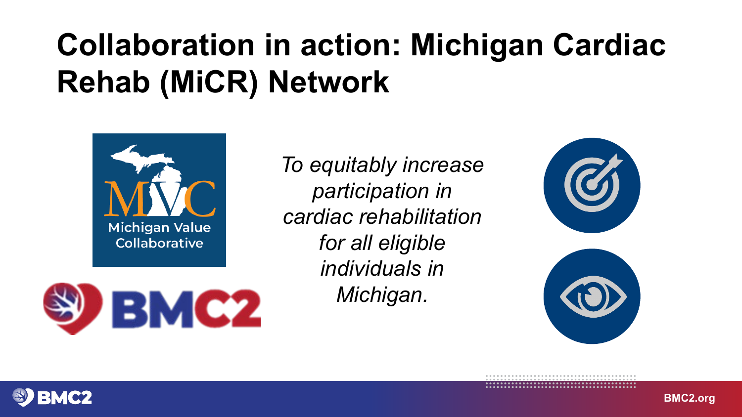# Collaboration in action: Michigan Cardiac Rehab (MiCR) Network

Michigan Value Collaborative

BMC2

*To equitably increase participation in cardiac rehabilitation for all eligible individuals in Michigan.*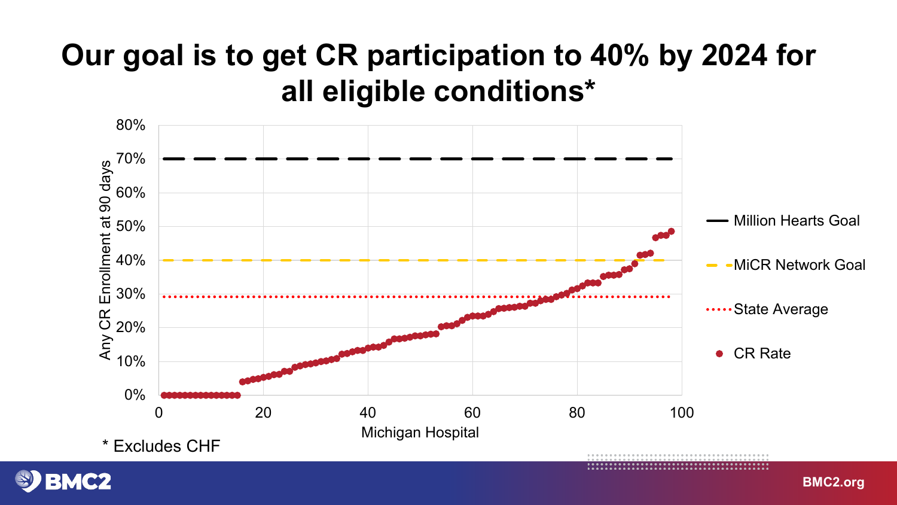# Our goal is to get CR participation to 40% by 2024 for all eligible conditions*

\* Excludes CHF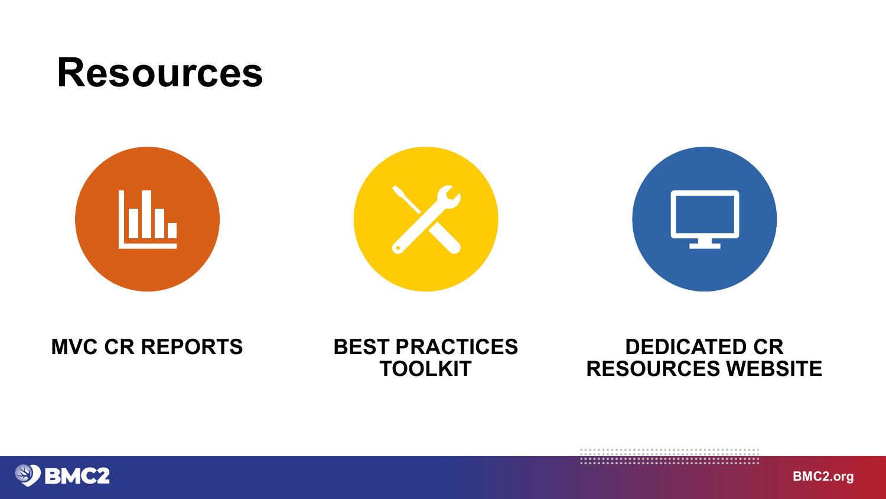# Resources

- MVC CR REPORTS
- BEST PRACTICES TOOLKIT
- DEDICATED CR RESOURCES WEBSITE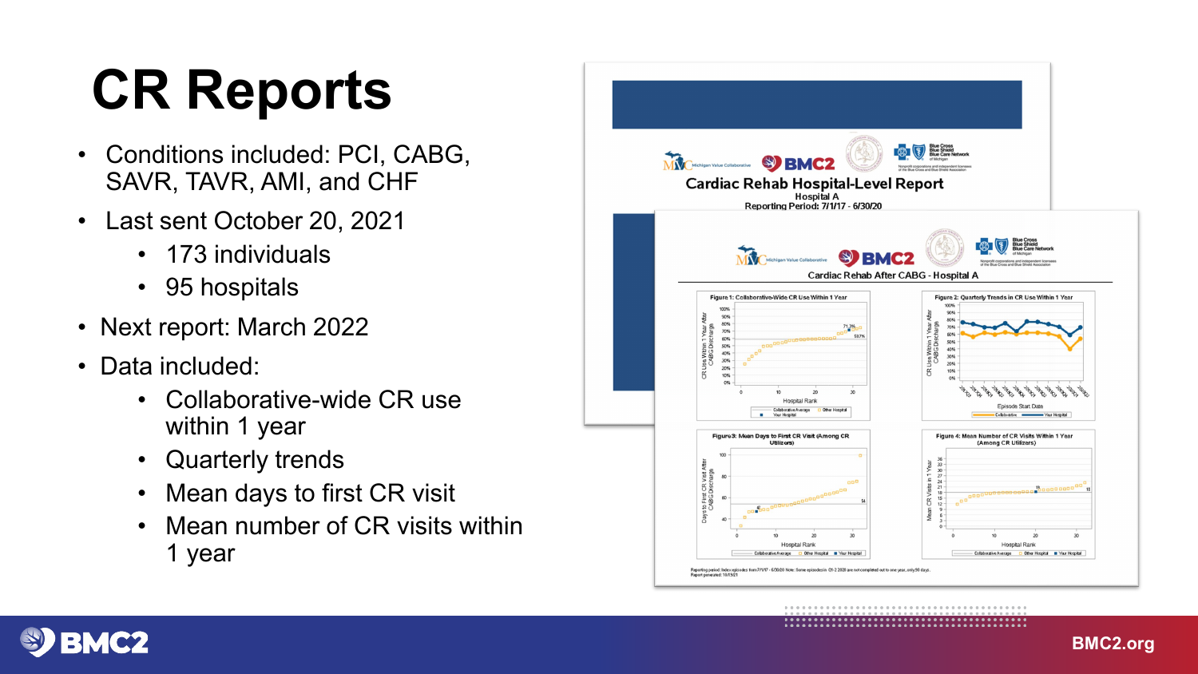# CR Reports

- Conditions included: PCI, CABG, SAVR, TAVR, AMI, and CHF
- Last sent October 20, 2021
  - 173 individuals
  - 95 hospitals
- Next report: March 2022
- Data included:
  - Collaborative-wide CR use within 1 year
  - Quarterly trends
  - Mean days to first CR visit
  - Mean number of CR visits within 1 year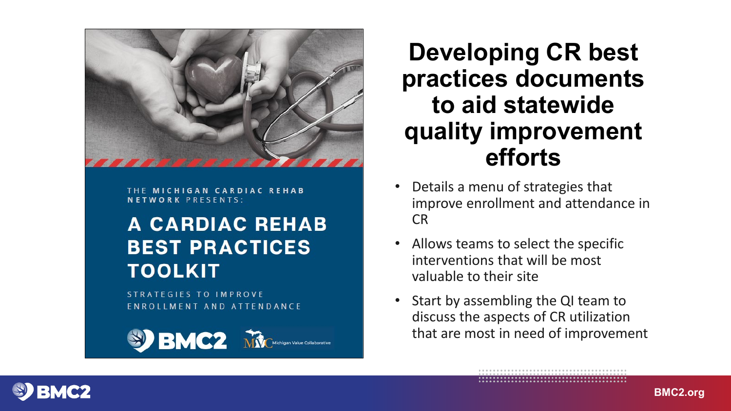THE **MICHIGAN CARDIAC REHAB NETWORK** PRESENTS:

**A CARDIAC REHAB BEST PRACTICES TOOLKIT**

STRATEGIES TO IMPROVE ENROLLMENT AND ATTENDANCE

BMC2 | Michigan Value Collaborative

# Developing CR best practices documents to aid statewide quality improvement efforts

- Details a menu of strategies that improve enrollment and attendance in CR
- Allows teams to select the specific interventions that will be most valuable to their site
- Start by assembling the QI team to discuss the aspects of CR utilization that are most in need of improvement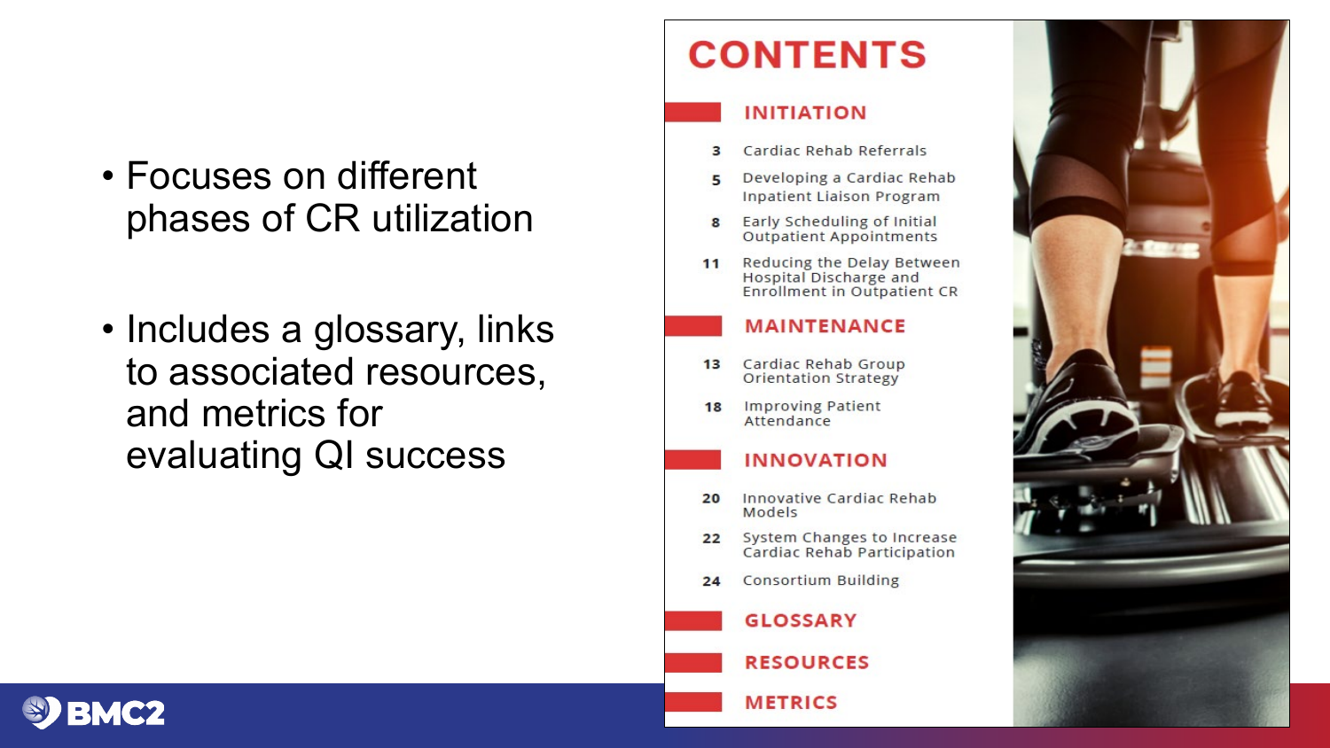- Focuses on different phases of CR utilization

- Includes a glossary, links to associated resources, and metrics for evaluating QI success

# CONTENTS

## INITIATION

- 3 Cardiac Rehab Referrals
- 5 Developing a Cardiac Rehab Inpatient Liaison Program
- 8 Early Scheduling of Initial Outpatient Appointments
- 11 Reducing the Delay Between Hospital Discharge and Enrollment in Outpatient CR

## MAINTENANCE

- 13 Cardiac Rehab Group Orientation Strategy
- 18 Improving Patient Attendance

## INNOVATION

- 20 Innovative Cardiac Rehab Models
- 22 System Changes to Increase Cardiac Rehab Participation
- 24 Consortium Building

## GLOSSARY

## RESOURCES

## METRICS

BMC2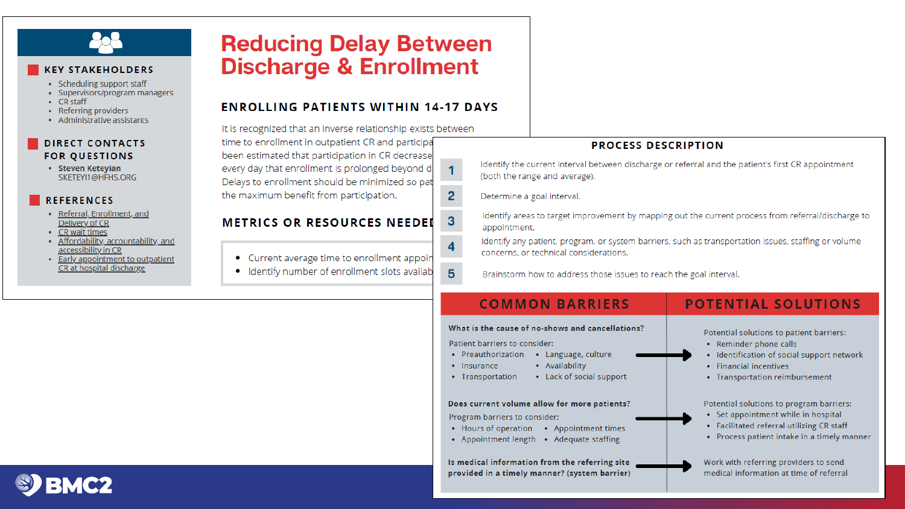# Reducing Delay Between Discharge & Enrollment

### KEY STAKEHOLDERS

- Scheduling support staff
- Supervisors/program managers
- CR staff
- Referring providers
- Administrative assistants

### DIRECT CONTACTS FOR QUESTIONS

- **Steven Keteyian**
  SKETEYI1@HFHS.ORG

### REFERENCES

- Referral, Enrollment, and Delivery of CR
- CR wait times
- Affordability, accountability, and accessibility in CR
- Early appointment to outpatient CR at hospital discharge

## ENROLLING PATIENTS WITHIN 14-17 DAYS

It is recognized that an inverse relationship exists between time to enrollment in outpatient CR and participa been estimated that participation in CR decrease every day that enrollment is prolonged beyond d Delays to enrollment should be minimized so pat the maximum benefit from participation.

## METRICS OR RESOURCES NEEDED

- Current average time to enrollment appoin
- Identify number of enrollment slots availab

## PROCESS DESCRIPTION

1. Identify the current interval between discharge or referral and the patient's first CR appointment (both the range and average).
2. Determine a goal interval.
3. Identify areas to target improvement by mapping out the current process from referral/discharge to appointment.
4. Identify any patient, program, or system barriers, such as transportation issues, staffing or volume concerns, or technical considerations.
5. Brainstorm how to address those issues to reach the goal interval.

| COMMON BARRIERS | POTENTIAL SOLUTIONS |
| --- | --- |
| **What is the cause of no-shows and cancellations?**<br>Patient barriers to consider:<br>• Preauthorization • Language, culture<br>• Insurance • Availability<br>• Transportation • Lack of social support | Potential solutions to patient barriers:<br>• Reminder phone calls<br>• Identification of social support network<br>• Financial incentives<br>• Transportation reimbursement |
| **Does current volume allow for more patients?**<br>Program barriers to consider:<br>• Hours of operation • Appointment times<br>• Appointment length • Adequate staffing | Potential solutions to program barriers:<br>• Set appointment while in hospital<br>• Facilitated referral utilizing CR staff<br>• Process patient intake in a timely manner |
| **Is medical information from the referring site provided in a timely manner? (system barrier)** | Work with referring providers to send medical information at time of referral |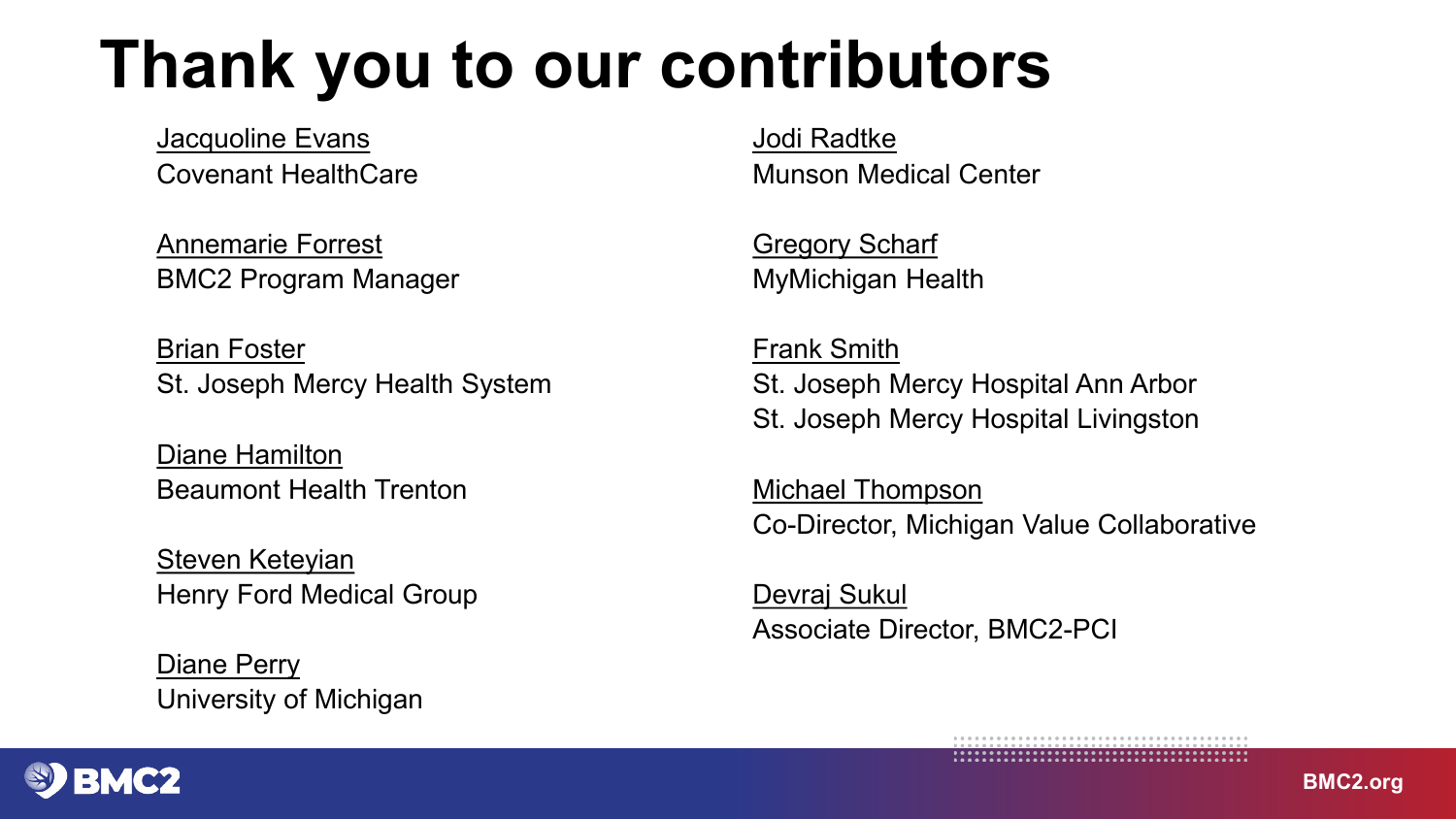# Thank you to our contributors

Jacquoline Evans
Covenant HealthCare

Annemarie Forrest
BMC2 Program Manager

Brian Foster
St. Joseph Mercy Health System

Diane Hamilton
Beaumont Health Trenton

Steven Keteyian
Henry Ford Medical Group

Diane Perry
University of Michigan

Jodi Radtke
Munson Medical Center

Gregory Scharf
MyMichigan Health

Frank Smith
St. Joseph Mercy Hospital Ann Arbor
St. Joseph Mercy Hospital Livingston

Michael Thompson
Co-Director, Michigan Value Collaborative

Devraj Sukul
Associate Director, BMC2-PCI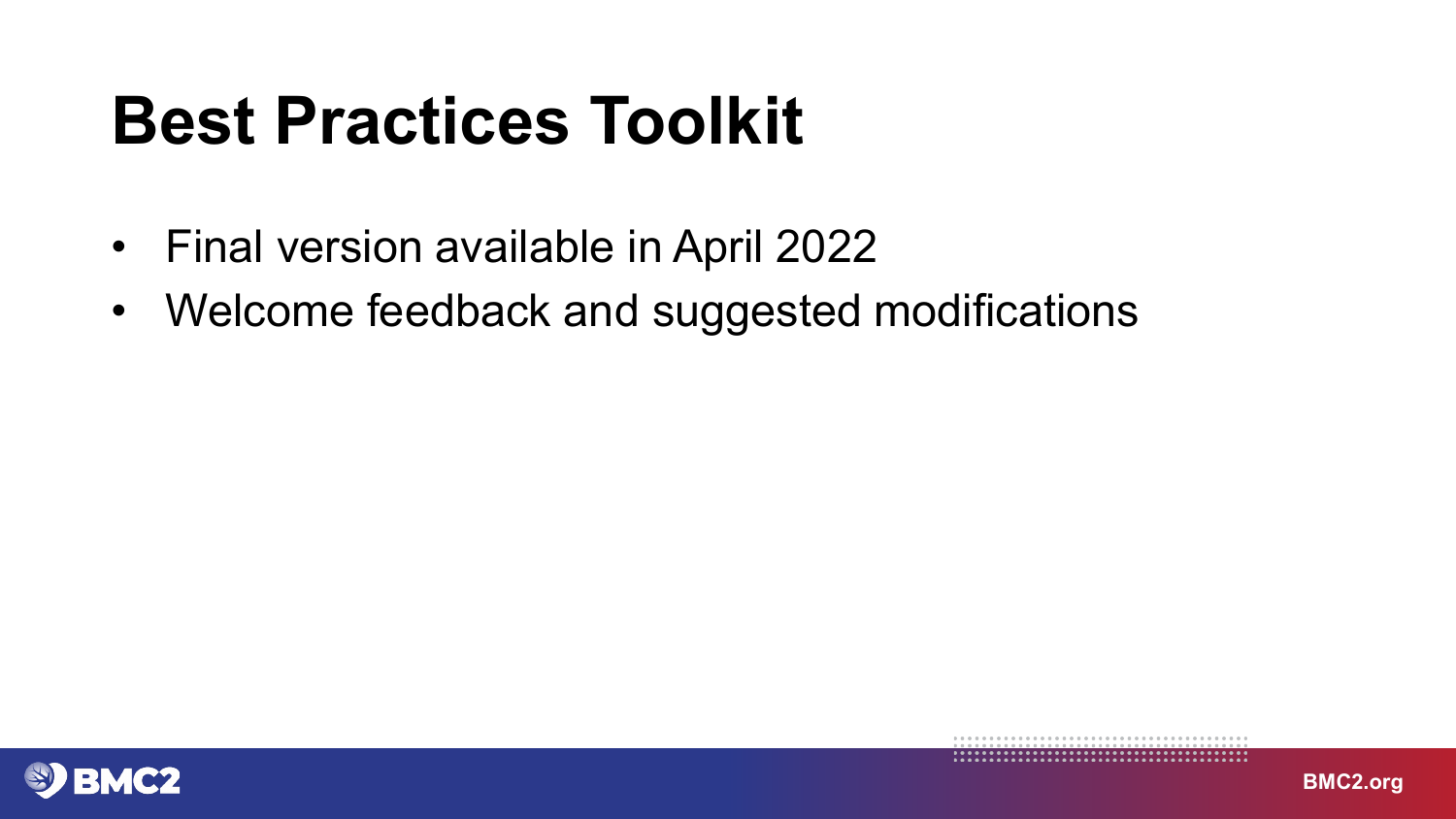# Best Practices Toolkit

- Final version available in April 2022
- Welcome feedback and suggested modifications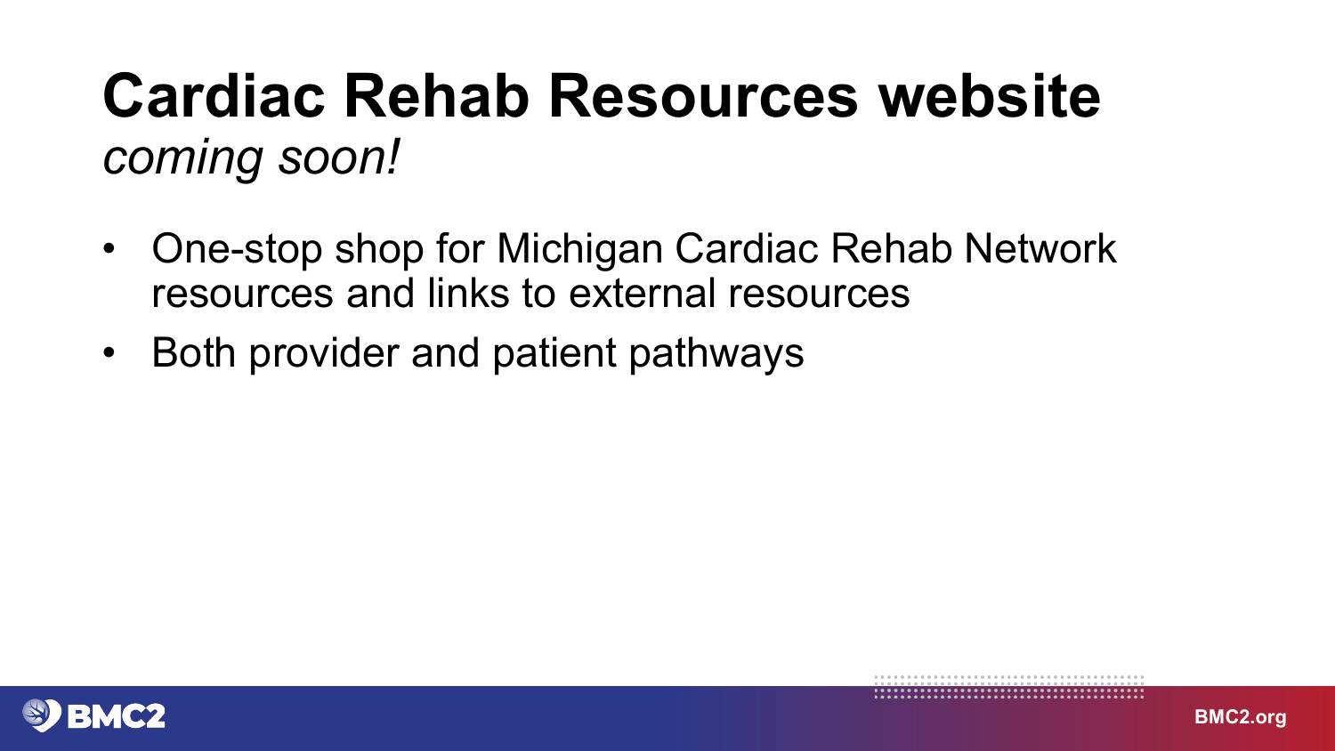# Cardiac Rehab Resources website

*coming soon!*

- One-stop shop for Michigan Cardiac Rehab Network resources and links to external resources
- Both provider and patient pathways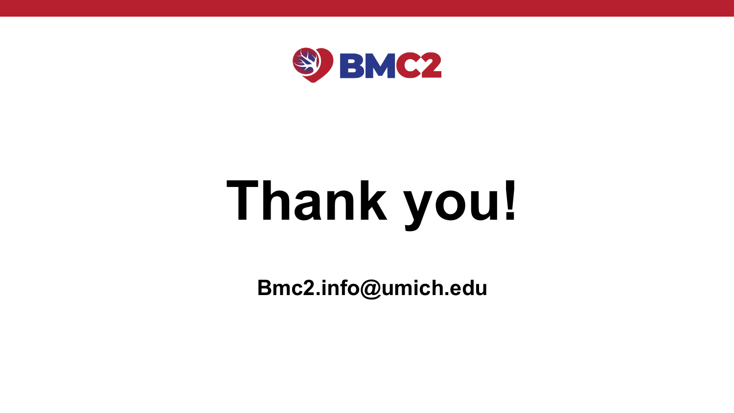BMC2

# Thank you!

**Bmc2.info@umich.edu**